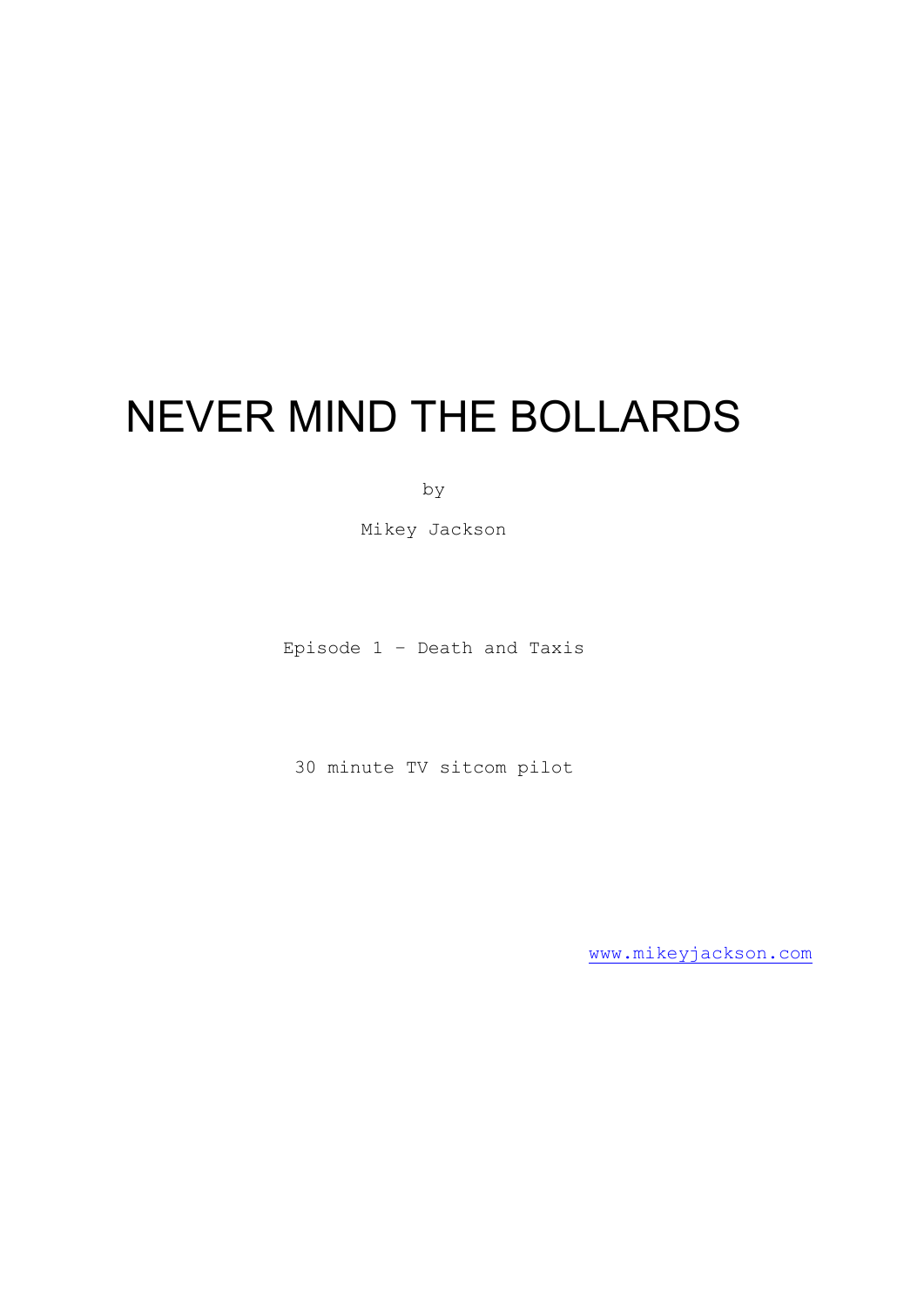# NEVER MIND THE BOLLARDS

by

Mikey Jackson

Episode 1 – Death and Taxis

30 minute TV sitcom pilot

www.mikeyjackson.com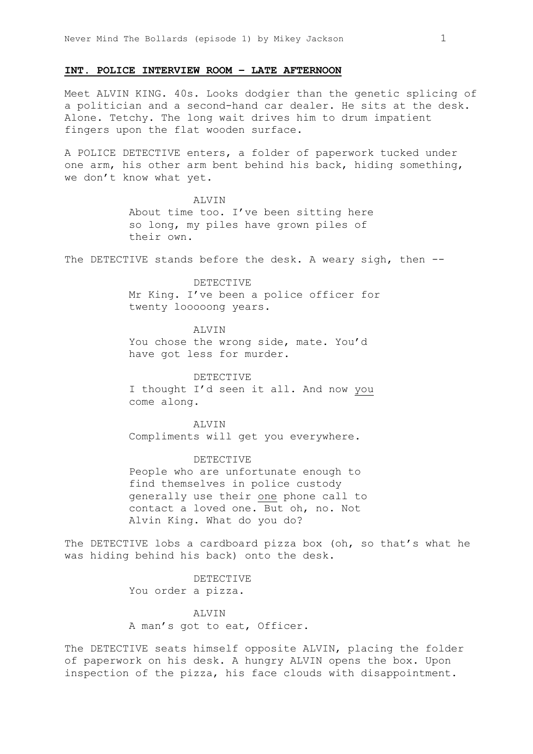## INT. POLICE INTERVIEW ROOM – LATE AFTERNOON

Meet ALVIN KING. 40s. Looks dodgier than the genetic splicing of a politician and a second-hand car dealer. He sits at the desk. Alone. Tetchy. The long wait drives him to drum impatient fingers upon the flat wooden surface.

A POLICE DETECTIVE enters, a folder of paperwork tucked under one arm, his other arm bent behind his back, hiding something, we don't know what yet.

ALVIN
About time too. I've been sitting here so long, my piles have grown piles of their own.

The DETECTIVE stands before the desk. A weary sigh, then --

DETECTIVE
Mr King. I've been a police officer for twenty looooong years.

ALVIN
You chose the wrong side, mate. You'd have got less for murder.

DETECTIVE
I thought I'd seen it all. And now _you_ come along.

ALVIN
Compliments will get you everywhere.

DETECTIVE
People who are unfortunate enough to find themselves in police custody generally use their _one_ phone call to contact a loved one. But oh, no. Not Alvin King. What do you do?

The DETECTIVE lobs a cardboard pizza box (oh, so that's what he was hiding behind his back) onto the desk.

DETECTIVE
You order a pizza.

ALVIN
A man's got to eat, Officer.

The DETECTIVE seats himself opposite ALVIN, placing the folder of paperwork on his desk. A hungry ALVIN opens the box. Upon inspection of the pizza, his face clouds with disappointment.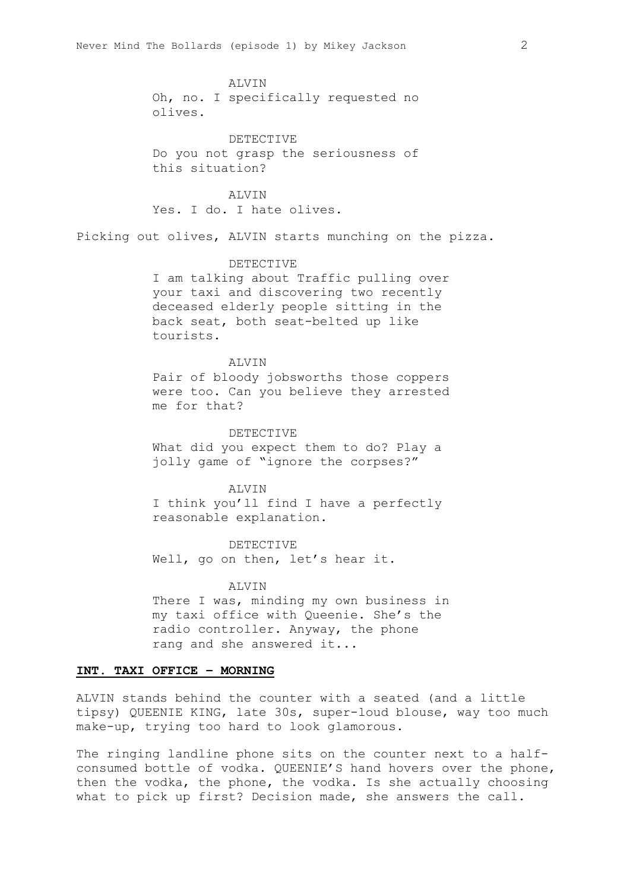ALVIN

Oh, no. I specifically requested no olives.

DETECTIVE

Do you not grasp the seriousness of this situation?

ALVIN

Yes. I do. I hate olives.

Picking out olives, ALVIN starts munching on the pizza.

DETECTIVE

I am talking about Traffic pulling over your taxi and discovering two recently deceased elderly people sitting in the back seat, both seat-belted up like tourists.

ALVIN

Pair of bloody jobsworths those coppers were too. Can you believe they arrested me for that?

DETECTIVE

What did you expect them to do? Play a jolly game of "ignore the corpses?"

ALVIN

I think you'll find I have a perfectly reasonable explanation.

DETECTIVE

Well, go on then, let's hear it.

ALVIN

There I was, minding my own business in my taxi office with Queenie. She's the radio controller. Anyway, the phone rang and she answered it...

**INT. TAXI OFFICE – MORNING**

ALVIN stands behind the counter with a seated (and a little tipsy) QUEENIE KING, late 30s, super-loud blouse, way too much make-up, trying too hard to look glamorous.

The ringing landline phone sits on the counter next to a half-consumed bottle of vodka. QUEENIE'S hand hovers over the phone, then the vodka, the phone, the vodka. Is she actually choosing what to pick up first? Decision made, she answers the call.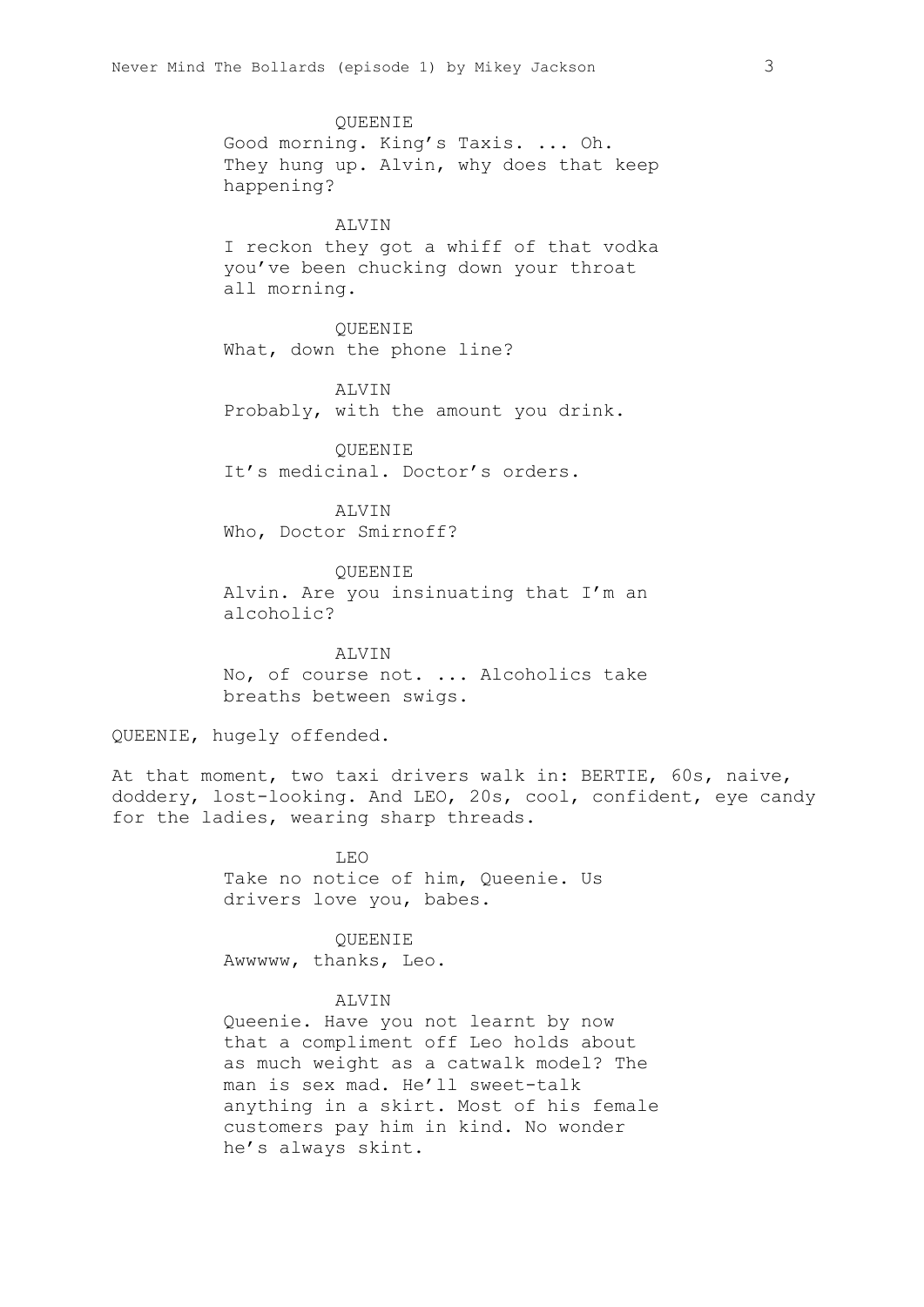QUEENIE
Good morning. King's Taxis. ... Oh. They hung up. Alvin, why does that keep happening?

ALVIN
I reckon they got a whiff of that vodka you've been chucking down your throat all morning.

QUEENIE
What, down the phone line?

ALVIN
Probably, with the amount you drink.

QUEENIE
It's medicinal. Doctor's orders.

ALVIN
Who, Doctor Smirnoff?

QUEENIE
Alvin. Are you insinuating that I'm an alcoholic?

ALVIN
No, of course not. ... Alcoholics take breaths between swigs.

QUEENIE, hugely offended.

At that moment, two taxi drivers walk in: BERTIE, 60s, naive, doddery, lost-looking. And LEO, 20s, cool, confident, eye candy for the ladies, wearing sharp threads.

LEO
Take no notice of him, Queenie. Us drivers love you, babes.

QUEENIE
Awwwww, thanks, Leo.

ALVIN
Queenie. Have you not learnt by now that a compliment off Leo holds about as much weight as a catwalk model? The man is sex mad. He'll sweet-talk anything in a skirt. Most of his female customers pay him in kind. No wonder he's always skint.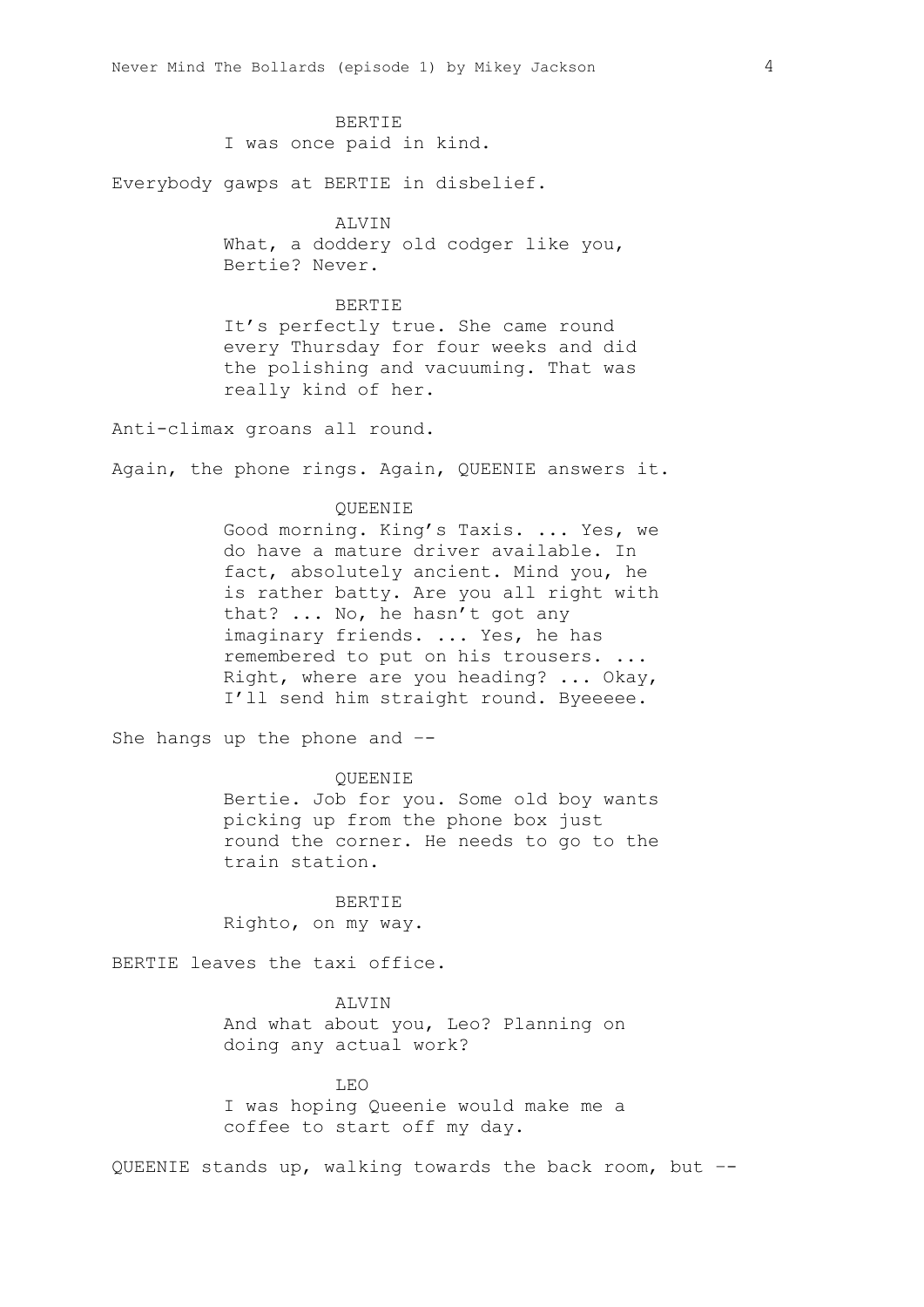BERTIE

I was once paid in kind.

Everybody gawps at BERTIE in disbelief.

ALVIN

What, a doddery old codger like you, Bertie? Never.

BERTIE

It's perfectly true. She came round every Thursday for four weeks and did the polishing and vacuuming. That was really kind of her.

Anti-climax groans all round.

Again, the phone rings. Again, QUEENIE answers it.

QUEENIE

Good morning. King's Taxis. ... Yes, we do have a mature driver available. In fact, absolutely ancient. Mind you, he is rather batty. Are you all right with that? ... No, he hasn't got any imaginary friends. ... Yes, he has remembered to put on his trousers. ... Right, where are you heading? ... Okay, I'll send him straight round. Byeeeee.

She hangs up the phone and --

QUEENIE

Bertie. Job for you. Some old boy wants picking up from the phone box just round the corner. He needs to go to the train station.

BERTIE

Righto, on my way.

BERTIE leaves the taxi office.

ALVIN

And what about you, Leo? Planning on doing any actual work?

LEO

I was hoping Queenie would make me a coffee to start off my day.

QUEENIE stands up, walking towards the back room, but --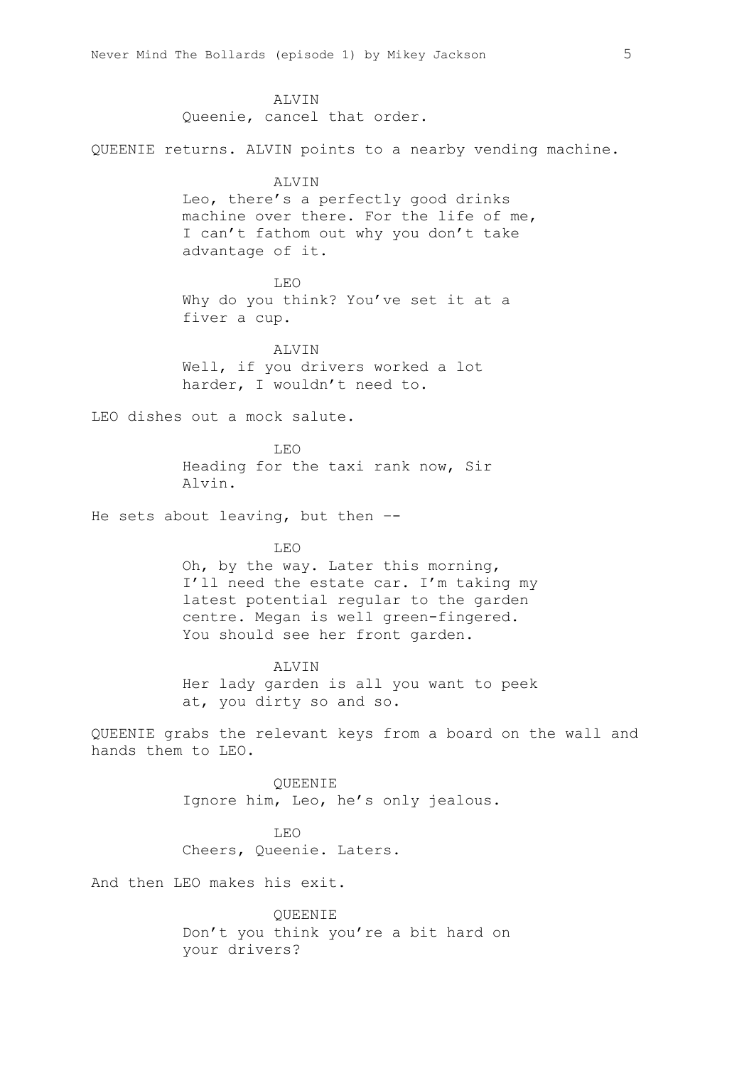ALVIN
Queenie, cancel that order.

QUEENIE returns. ALVIN points to a nearby vending machine.

ALVIN
Leo, there's a perfectly good drinks machine over there. For the life of me, I can't fathom out why you don't take advantage of it.

LEO
Why do you think? You've set it at a fiver a cup.

ALVIN
Well, if you drivers worked a lot harder, I wouldn't need to.

LEO dishes out a mock salute.

LEO
Heading for the taxi rank now, Sir Alvin.

He sets about leaving, but then --

LEO
Oh, by the way. Later this morning, I'll need the estate car. I'm taking my latest potential regular to the garden centre. Megan is well green-fingered. You should see her front garden.

ALVIN
Her lady garden is all you want to peek at, you dirty so and so.

QUEENIE grabs the relevant keys from a board on the wall and hands them to LEO.

QUEENIE
Ignore him, Leo, he's only jealous.

LEO
Cheers, Queenie. Laters.

And then LEO makes his exit.

QUEENIE
Don't you think you're a bit hard on your drivers?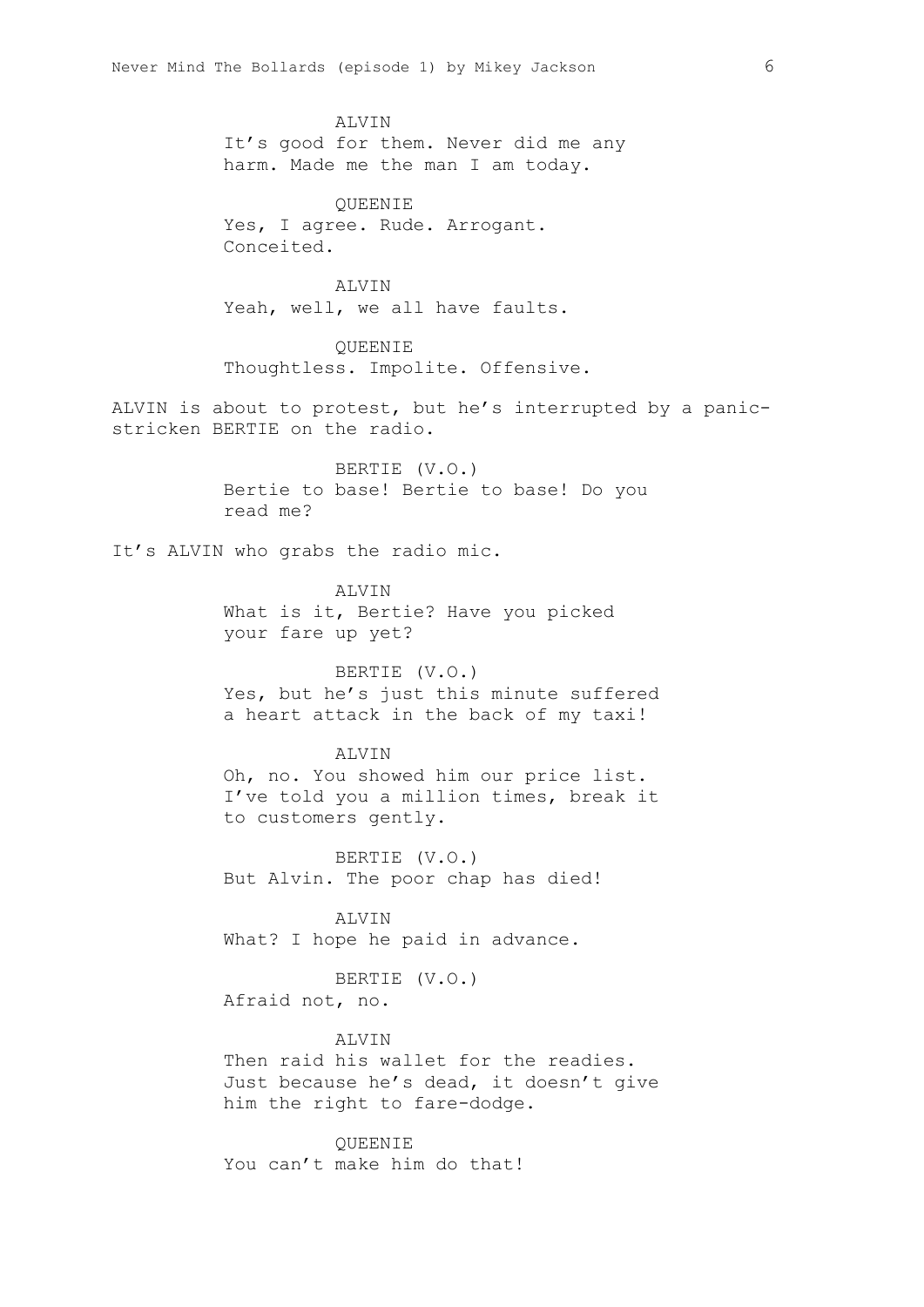ALVIN
It's good for them. Never did me any harm. Made me the man I am today.

QUEENIE
Yes, I agree. Rude. Arrogant. Conceited.

ALVIN
Yeah, well, we all have faults.

QUEENIE
Thoughtless. Impolite. Offensive.

ALVIN is about to protest, but he's interrupted by a panic-stricken BERTIE on the radio.

BERTIE (V.O.)
Bertie to base! Bertie to base! Do you read me?

It's ALVIN who grabs the radio mic.

ALVIN
What is it, Bertie? Have you picked your fare up yet?

BERTIE (V.O.)
Yes, but he's just this minute suffered a heart attack in the back of my taxi!

ALVIN
Oh, no. You showed him our price list. I've told you a million times, break it to customers gently.

BERTIE (V.O.)
But Alvin. The poor chap has died!

ALVIN
What? I hope he paid in advance.

BERTIE (V.O.)
Afraid not, no.

ALVIN
Then raid his wallet for the readies. Just because he's dead, it doesn't give him the right to fare-dodge.

QUEENIE
You can't make him do that!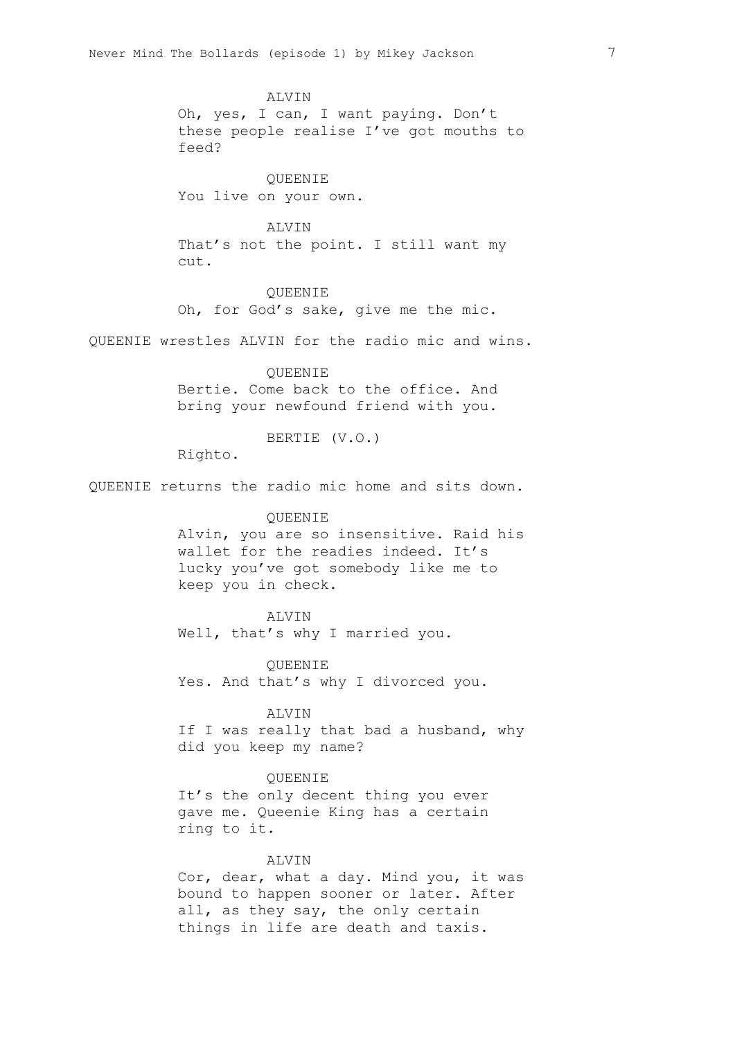ALVIN

Oh, yes, I can, I want paying. Don't these people realise I've got mouths to feed?

QUEENIE

You live on your own.

ALVIN

That's not the point. I still want my cut.

QUEENIE

Oh, for God's sake, give me the mic.

QUEENIE wrestles ALVIN for the radio mic and wins.

QUEENIE

Bertie. Come back to the office. And bring your newfound friend with you.

BERTIE (V.O.)

Righto.

QUEENIE returns the radio mic home and sits down.

QUEENIE

Alvin, you are so insensitive. Raid his wallet for the readies indeed. It's lucky you've got somebody like me to keep you in check.

ALVIN

Well, that's why I married you.

QUEENIE

Yes. And that's why I divorced you.

ALVIN

If I was really that bad a husband, why did you keep my name?

QUEENIE

It's the only decent thing you ever gave me. Queenie King has a certain ring to it.

ALVIN

Cor, dear, what a day. Mind you, it was bound to happen sooner or later. After all, as they say, the only certain things in life are death and taxis.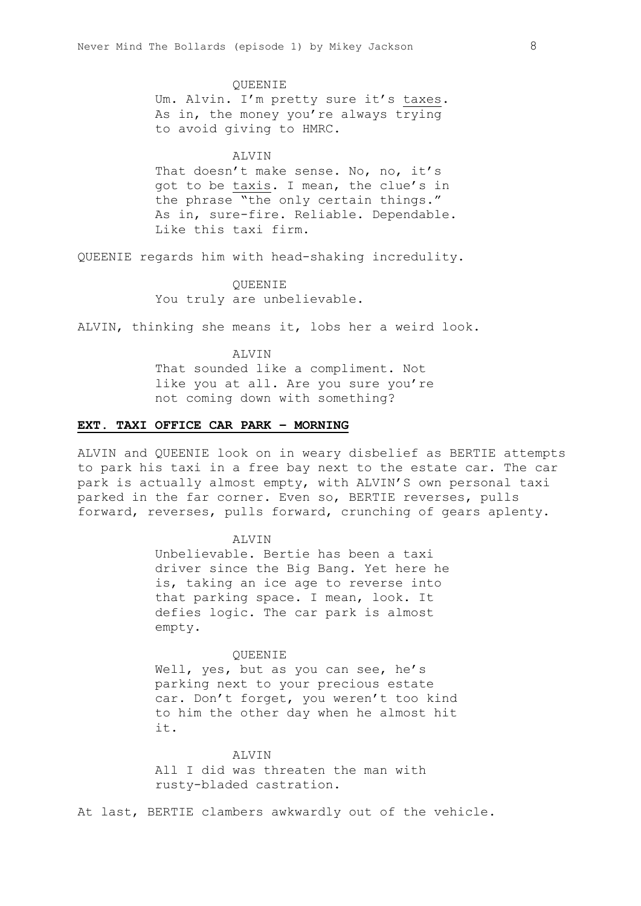QUEENIE

Um. Alvin. I'm pretty sure it's <u>taxes</u>. As in, the money you're always trying to avoid giving to HMRC.

ALVIN

That doesn't make sense. No, no, it's got to be <u>taxis</u>. I mean, the clue's in the phrase "the only certain things." As in, sure-fire. Reliable. Dependable. Like this taxi firm.

QUEENIE regards him with head-shaking incredulity.

QUEENIE

You truly are unbelievable.

ALVIN, thinking she means it, lobs her a weird look.

ALVIN

That sounded like a compliment. Not like you at all. Are you sure you're not coming down with something?

**EXT. TAXI OFFICE CAR PARK – MORNING**

ALVIN and QUEENIE look on in weary disbelief as BERTIE attempts to park his taxi in a free bay next to the estate car. The car park is actually almost empty, with ALVIN'S own personal taxi parked in the far corner. Even so, BERTIE reverses, pulls forward, reverses, pulls forward, crunching of gears aplenty.

ALVIN

Unbelievable. Bertie has been a taxi driver since the Big Bang. Yet here he is, taking an ice age to reverse into that parking space. I mean, look. It defies logic. The car park is almost empty.

QUEENIE

Well, yes, but as you can see, he's parking next to your precious estate car. Don't forget, you weren't too kind to him the other day when he almost hit it.

ALVIN

All I did was threaten the man with rusty-bladed castration.

At last, BERTIE clambers awkwardly out of the vehicle.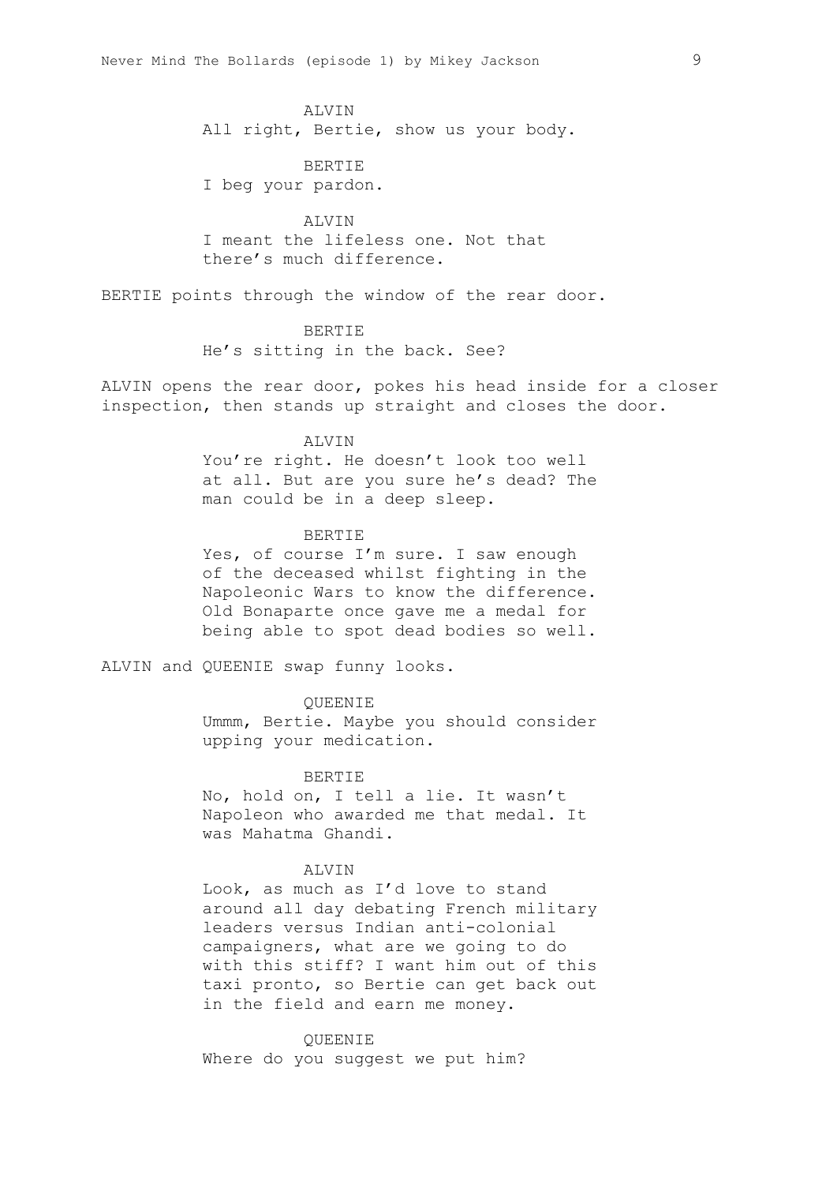ALVIN
All right, Bertie, show us your body.

BERTIE
I beg your pardon.

ALVIN
I meant the lifeless one. Not that there's much difference.

BERTIE points through the window of the rear door.

BERTIE
He's sitting in the back. See?

ALVIN opens the rear door, pokes his head inside for a closer inspection, then stands up straight and closes the door.

ALVIN
You're right. He doesn't look too well at all. But are you sure he's dead? The man could be in a deep sleep.

BERTIE
Yes, of course I'm sure. I saw enough of the deceased whilst fighting in the Napoleonic Wars to know the difference. Old Bonaparte once gave me a medal for being able to spot dead bodies so well.

ALVIN and QUEENIE swap funny looks.

QUEENIE
Ummm, Bertie. Maybe you should consider upping your medication.

BERTIE
No, hold on, I tell a lie. It wasn't Napoleon who awarded me that medal. It was Mahatma Ghandi.

ALVIN
Look, as much as I'd love to stand around all day debating French military leaders versus Indian anti-colonial campaigners, what are we going to do with this stiff? I want him out of this taxi pronto, so Bertie can get back out in the field and earn me money.

QUEENIE
Where do you suggest we put him?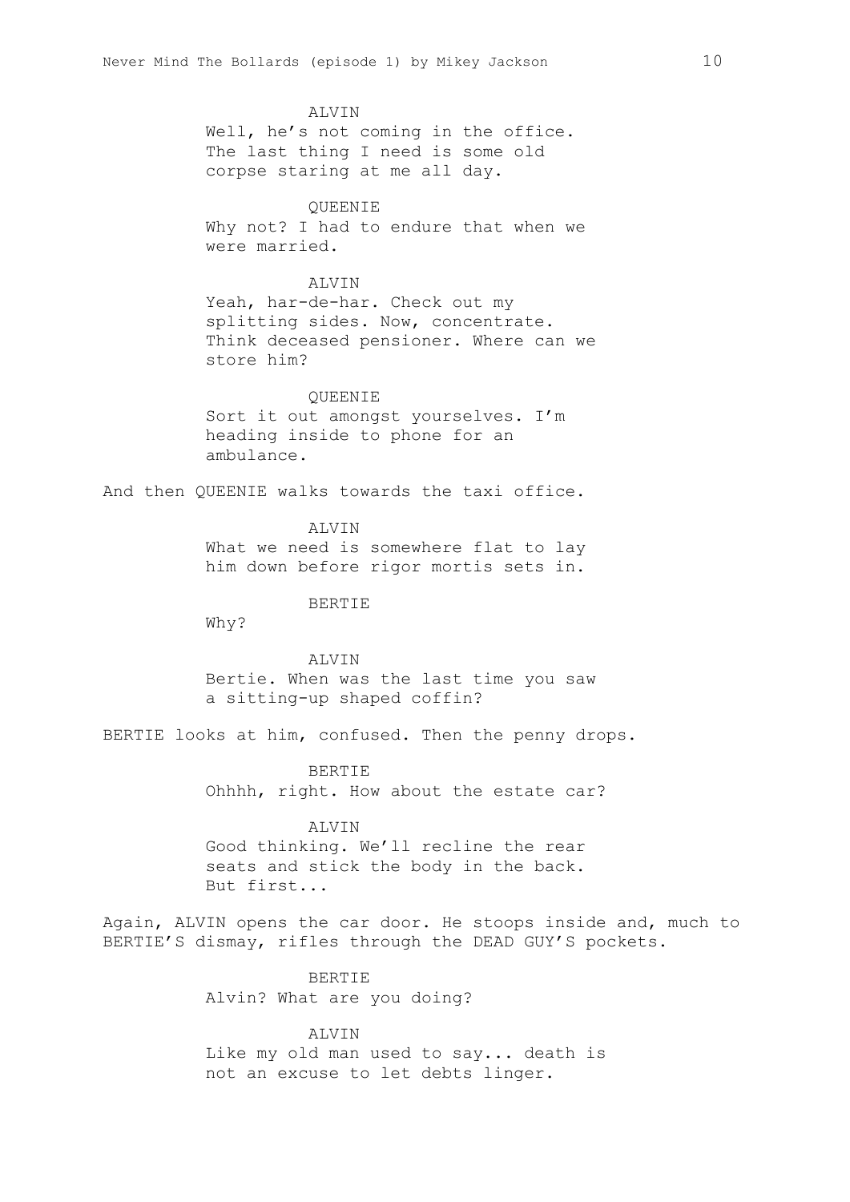ALVIN

Well, he's not coming in the office. The last thing I need is some old corpse staring at me all day.

QUEENIE

Why not? I had to endure that when we were married.

ALVIN

Yeah, har-de-har. Check out my splitting sides. Now, concentrate. Think deceased pensioner. Where can we store him?

QUEENIE

Sort it out amongst yourselves. I'm heading inside to phone for an ambulance.

And then QUEENIE walks towards the taxi office.

ALVIN

What we need is somewhere flat to lay him down before rigor mortis sets in.

BERTIE

Why?

ALVIN

Bertie. When was the last time you saw a sitting-up shaped coffin?

BERTIE looks at him, confused. Then the penny drops.

BERTIE

Ohhhh, right. How about the estate car?

ALVIN

Good thinking. We'll recline the rear seats and stick the body in the back. But first...

Again, ALVIN opens the car door. He stoops inside and, much to BERTIE'S dismay, rifles through the DEAD GUY'S pockets.

BERTIE

Alvin? What are you doing?

ALVIN

Like my old man used to say... death is not an excuse to let debts linger.